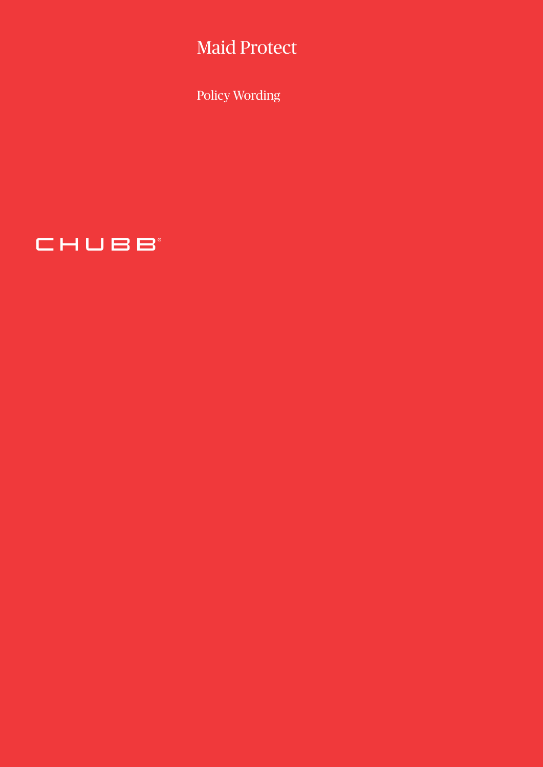# Maid Protect

Policy Wording

CHUBB®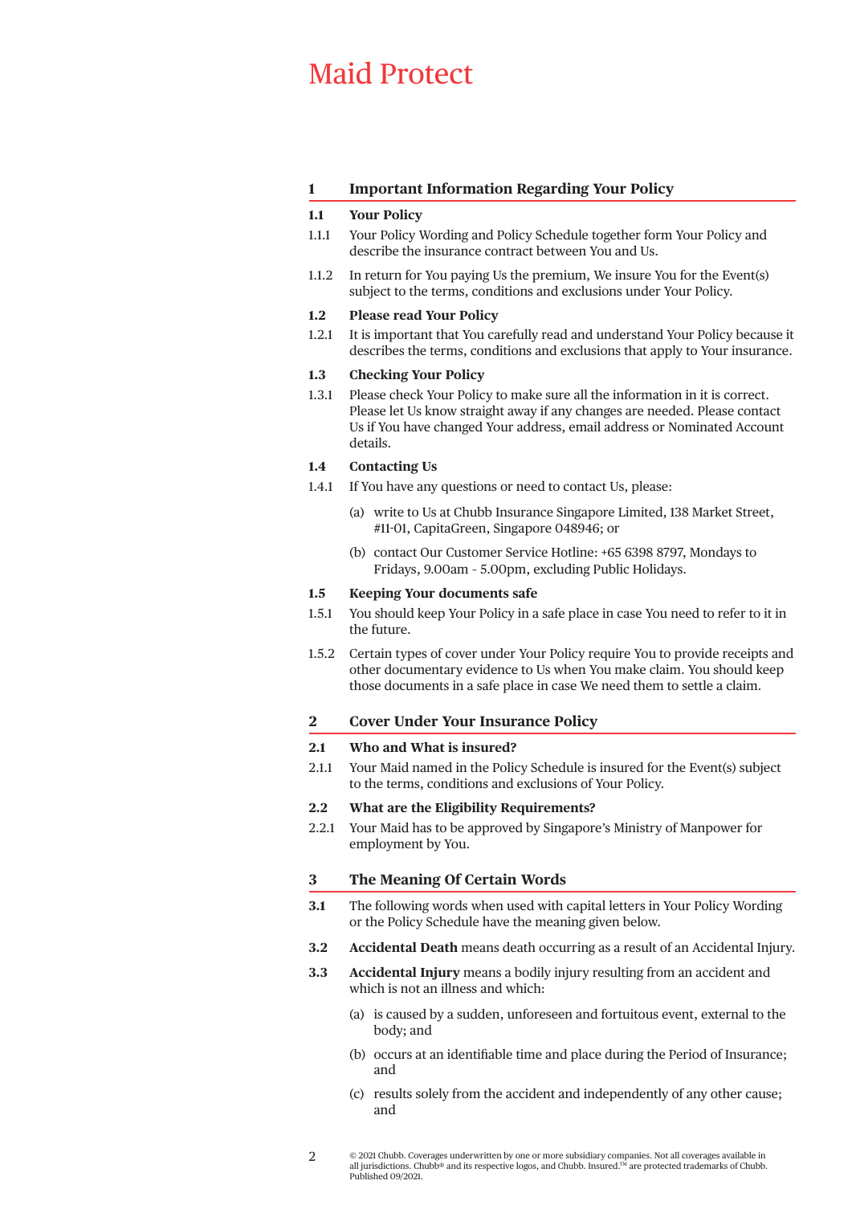# Maid Protect

## 1 Important Information Regarding Your Policy

### 1.1 Your Policy

1.1.1 Your Policy Wording and Policy Schedule together form Your Policy and describe the insurance contract between You and Us.

1.1.2 In return for You paying Us the premium, We insure You for the Event(s) subject to the terms, conditions and exclusions under Your Policy.

### 1.2 Please read Your Policy

1.2.1 It is important that You carefully read and understand Your Policy because it describes the terms, conditions and exclusions that apply to Your insurance.

### 1.3 Checking Your Policy

1.3.1 Please check Your Policy to make sure all the information in it is correct. Please let Us know straight away if any changes are needed. Please contact Us if You have changed Your address, email address or Nominated Account details.

### 1.4 Contacting Us

1.4.1 If You have any questions or need to contact Us, please:

(a) write to Us at Chubb Insurance Singapore Limited, 138 Market Street, #11-01, CapitaGreen, Singapore 048946; or

(b) contact Our Customer Service Hotline: +65 6398 8797, Mondays to Fridays, 9.00am - 5.00pm, excluding Public Holidays.

### 1.5 Keeping Your documents safe

1.5.1 You should keep Your Policy in a safe place in case You need to refer to it in the future.

1.5.2 Certain types of cover under Your Policy require You to provide receipts and other documentary evidence to Us when You make claim. You should keep those documents in a safe place in case We need them to settle a claim.

## 2 Cover Under Your Insurance Policy

### 2.1 Who and What is insured?

2.1.1 Your Maid named in the Policy Schedule is insured for the Event(s) subject to the terms, conditions and exclusions of Your Policy.

### 2.2 What are the Eligibility Requirements?

2.2.1 Your Maid has to be approved by Singapore's Ministry of Manpower for employment by You.

## 3 The Meaning Of Certain Words

**3.1** The following words when used with capital letters in Your Policy Wording or the Policy Schedule have the meaning given below.

**3.2** **Accidental Death** means death occurring as a result of an Accidental Injury.

**3.3** **Accidental Injury** means a bodily injury resulting from an accident and which is not an illness and which:

(a) is caused by a sudden, unforeseen and fortuitous event, external to the body; and

(b) occurs at an identifiable time and place during the Period of Insurance; and

(c) results solely from the accident and independently of any other cause; and

© 2021 Chubb. Coverages underwritten by one or more subsidiary companies. Not all coverages available in all jurisdictions. Chubb® and its respective logos, and Chubb. Insured.™ are protected trademarks of Chubb. Published 09/2021.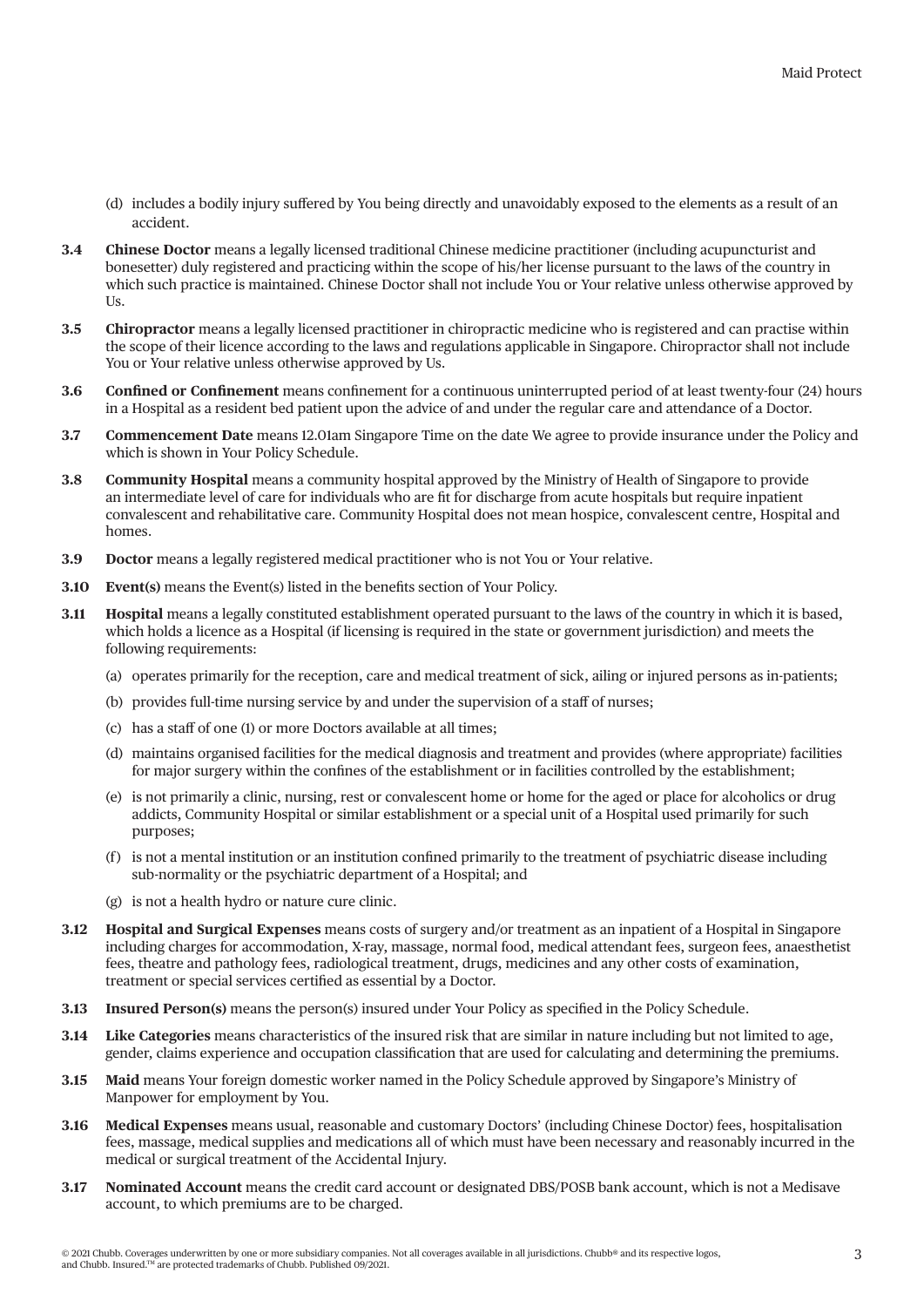(d) includes a bodily injury suffered by You being directly and unavoidably exposed to the elements as a result of an accident.

**3.4 Chinese Doctor** means a legally licensed traditional Chinese medicine practitioner (including acupuncturist and bonesetter) duly registered and practicing within the scope of his/her license pursuant to the laws of the country in which such practice is maintained. Chinese Doctor shall not include You or Your relative unless otherwise approved by Us.

**3.5 Chiropractor** means a legally licensed practitioner in chiropractic medicine who is registered and can practise within the scope of their licence according to the laws and regulations applicable in Singapore. Chiropractor shall not include You or Your relative unless otherwise approved by Us.

**3.6 Confined or Confinement** means confinement for a continuous uninterrupted period of at least twenty-four (24) hours in a Hospital as a resident bed patient upon the advice of and under the regular care and attendance of a Doctor.

**3.7 Commencement Date** means 12.01am Singapore Time on the date We agree to provide insurance under the Policy and which is shown in Your Policy Schedule.

**3.8 Community Hospital** means a community hospital approved by the Ministry of Health of Singapore to provide an intermediate level of care for individuals who are fit for discharge from acute hospitals but require inpatient convalescent and rehabilitative care. Community Hospital does not mean hospice, convalescent centre, Hospital and homes.

**3.9 Doctor** means a legally registered medical practitioner who is not You or Your relative.

**3.10 Event(s)** means the Event(s) listed in the benefits section of Your Policy.

**3.11 Hospital** means a legally constituted establishment operated pursuant to the laws of the country in which it is based, which holds a licence as a Hospital (if licensing is required in the state or government jurisdiction) and meets the following requirements:

(a) operates primarily for the reception, care and medical treatment of sick, ailing or injured persons as in-patients;

(b) provides full-time nursing service by and under the supervision of a staff of nurses;

(c) has a staff of one (1) or more Doctors available at all times;

(d) maintains organised facilities for the medical diagnosis and treatment and provides (where appropriate) facilities for major surgery within the confines of the establishment or in facilities controlled by the establishment;

(e) is not primarily a clinic, nursing, rest or convalescent home or home for the aged or place for alcoholics or drug addicts, Community Hospital or similar establishment or a special unit of a Hospital used primarily for such purposes;

(f) is not a mental institution or an institution confined primarily to the treatment of psychiatric disease including sub-normality or the psychiatric department of a Hospital; and

(g) is not a health hydro or nature cure clinic.

**3.12 Hospital and Surgical Expenses** means costs of surgery and/or treatment as an inpatient of a Hospital in Singapore including charges for accommodation, X-ray, massage, normal food, medical attendant fees, surgeon fees, anaesthetist fees, theatre and pathology fees, radiological treatment, drugs, medicines and any other costs of examination, treatment or special services certified as essential by a Doctor.

**3.13 Insured Person(s)** means the person(s) insured under Your Policy as specified in the Policy Schedule.

**3.14 Like Categories** means characteristics of the insured risk that are similar in nature including but not limited to age, gender, claims experience and occupation classification that are used for calculating and determining the premiums.

**3.15 Maid** means Your foreign domestic worker named in the Policy Schedule approved by Singapore's Ministry of Manpower for employment by You.

**3.16 Medical Expenses** means usual, reasonable and customary Doctors' (including Chinese Doctor) fees, hospitalisation fees, massage, medical supplies and medications all of which must have been necessary and reasonably incurred in the medical or surgical treatment of the Accidental Injury.

**3.17 Nominated Account** means the credit card account or designated DBS/POSB bank account, which is not a Medisave account, to which premiums are to be charged.

© 2021 Chubb. Coverages underwritten by one or more subsidiary companies. Not all coverages available in all jurisdictions. Chubb® and its respective logos, and Chubb. Insured.™ are protected trademarks of Chubb. Published 09/2021.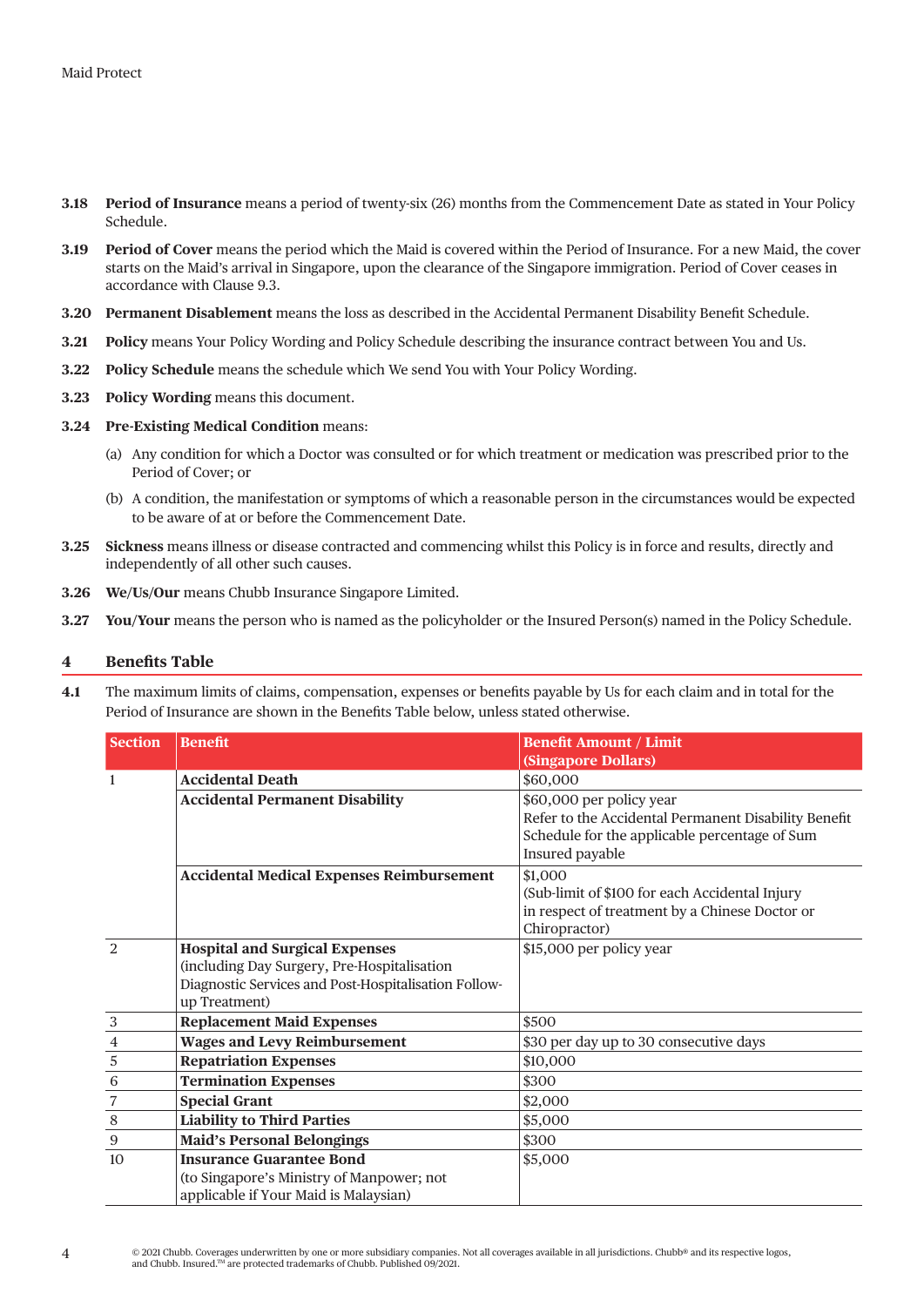**3.18** **Period of Insurance** means a period of twenty-six (26) months from the Commencement Date as stated in Your Policy Schedule.

**3.19** **Period of Cover** means the period which the Maid is covered within the Period of Insurance. For a new Maid, the cover starts on the Maid's arrival in Singapore, upon the clearance of the Singapore immigration. Period of Cover ceases in accordance with Clause 9.3.

**3.20** **Permanent Disablement** means the loss as described in the Accidental Permanent Disability Benefit Schedule.

**3.21** **Policy** means Your Policy Wording and Policy Schedule describing the insurance contract between You and Us.

**3.22** **Policy Schedule** means the schedule which We send You with Your Policy Wording.

**3.23** **Policy Wording** means this document.

**3.24** **Pre-Existing Medical Condition** means:

(a) Any condition for which a Doctor was consulted or for which treatment or medication was prescribed prior to the Period of Cover; or

(b) A condition, the manifestation or symptoms of which a reasonable person in the circumstances would be expected to be aware of at or before the Commencement Date.

**3.25** **Sickness** means illness or disease contracted and commencing whilst this Policy is in force and results, directly and independently of all other such causes.

**3.26** **We/Us/Our** means Chubb Insurance Singapore Limited.

**3.27** **You/Your** means the person who is named as the policyholder or the Insured Person(s) named in the Policy Schedule.

## 4 Benefits Table

**4.1** The maximum limits of claims, compensation, expenses or benefits payable by Us for each claim and in total for the Period of Insurance are shown in the Benefits Table below, unless stated otherwise.

| Section | Benefit | Benefit Amount / Limit (Singapore Dollars) |
|---|---|---|
| 1 | **Accidental Death** | $60,000 |
| | **Accidental Permanent Disability** | $60,000 per policy year<br>Refer to the Accidental Permanent Disability Benefit Schedule for the applicable percentage of Sum Insured payable |
| | **Accidental Medical Expenses Reimbursement** | $1,000<br>(Sub-limit of $100 for each Accidental Injury in respect of treatment by a Chinese Doctor or Chiropractor) |
| 2 | **Hospital and Surgical Expenses**<br>(including Day Surgery, Pre-Hospitalisation Diagnostic Services and Post-Hospitalisation Follow-up Treatment) | $15,000 per policy year |
| 3 | **Replacement Maid Expenses** | $500 |
| 4 | **Wages and Levy Reimbursement** | $30 per day up to 30 consecutive days |
| 5 | **Repatriation Expenses** | $10,000 |
| 6 | **Termination Expenses** | $300 |
| 7 | **Special Grant** | $2,000 |
| 8 | **Liability to Third Parties** | $5,000 |
| 9 | **Maid's Personal Belongings** | $300 |
| 10 | **Insurance Guarantee Bond**<br>(to Singapore's Ministry of Manpower; not applicable if Your Maid is Malaysian) | $5,000 |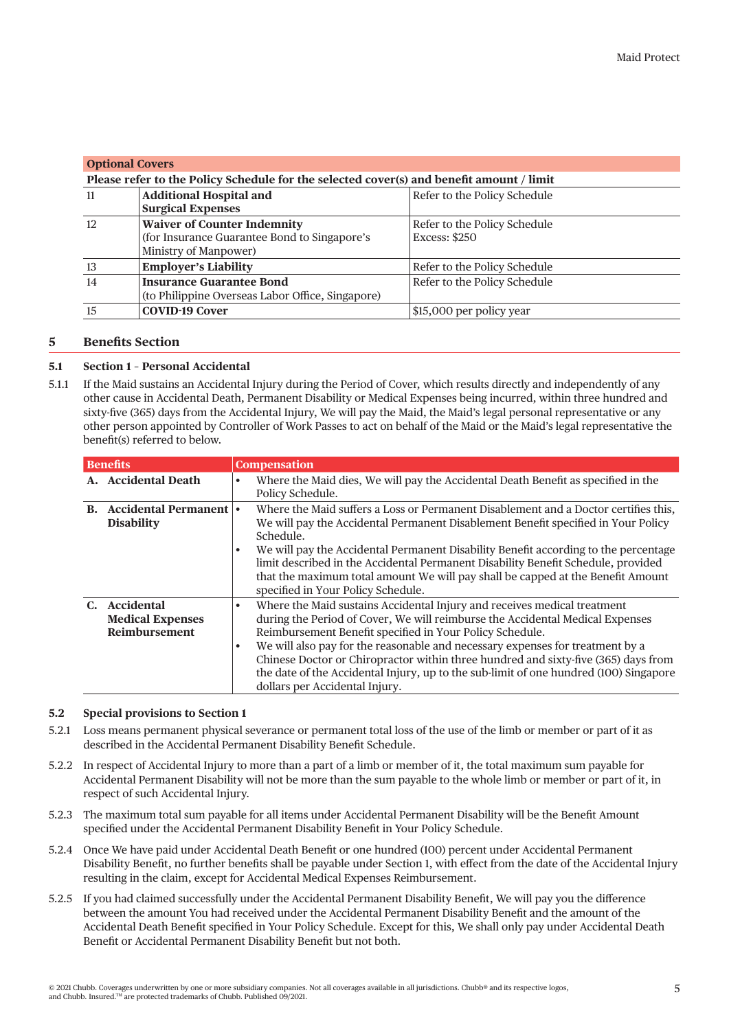| Optional Covers | | |
|---|---|---|
| Please refer to the Policy Schedule for the selected cover(s) and benefit amount / limit | | |
| 11 | **Additional Hospital and Surgical Expenses** | Refer to the Policy Schedule |
| 12 | **Waiver of Counter Indemnity** (for Insurance Guarantee Bond to Singapore's Ministry of Manpower) | Refer to the Policy Schedule<br>Excess: $250 |
| 13 | **Employer's Liability** | Refer to the Policy Schedule |
| 14 | **Insurance Guarantee Bond** (to Philippine Overseas Labor Office, Singapore) | Refer to the Policy Schedule |
| 15 | **COVID-19 Cover** | $15,000 per policy year |

## 5 Benefits Section

### 5.1 Section 1 - Personal Accidental

5.1.1 If the Maid sustains an Accidental Injury during the Period of Cover, which results directly and independently of any other cause in Accidental Death, Permanent Disability or Medical Expenses being incurred, within three hundred and sixty-five (365) days from the Accidental Injury, We will pay the Maid, the Maid's legal personal representative or any other person appointed by Controller of Work Passes to act on behalf of the Maid or the Maid's legal representative the benefit(s) referred to below.

| Benefits | Compensation |
|---|---|
| **A. Accidental Death** | • Where the Maid dies, We will pay the Accidental Death Benefit as specified in the Policy Schedule. |
| **B. Accidental Permanent Disability** | • Where the Maid suffers a Loss or Permanent Disablement and a Doctor certifies this, We will pay the Accidental Permanent Disablement Benefit specified in Your Policy Schedule.<br>• We will pay the Accidental Permanent Disability Benefit according to the percentage limit described in the Accidental Permanent Disability Benefit Schedule, provided that the maximum total amount We will pay shall be capped at the Benefit Amount specified in Your Policy Schedule. |
| **C. Accidental Medical Expenses Reimbursement** | • Where the Maid sustains Accidental Injury and receives medical treatment during the Period of Cover, We will reimburse the Accidental Medical Expenses Reimbursement Benefit specified in Your Policy Schedule.<br>• We will also pay for the reasonable and necessary expenses for treatment by a Chinese Doctor or Chiropractor within three hundred and sixty-five (365) days from the date of the Accidental Injury, up to the sub-limit of one hundred (100) Singapore dollars per Accidental Injury. |

### 5.2 Special provisions to Section 1

5.2.1 Loss means permanent physical severance or permanent total loss of the use of the limb or member or part of it as described in the Accidental Permanent Disability Benefit Schedule.

5.2.2 In respect of Accidental Injury to more than a part of a limb or member of it, the total maximum sum payable for Accidental Permanent Disability will not be more than the sum payable to the whole limb or member or part of it, in respect of such Accidental Injury.

5.2.3 The maximum total sum payable for all items under Accidental Permanent Disability will be the Benefit Amount specified under the Accidental Permanent Disability Benefit in Your Policy Schedule.

5.2.4 Once We have paid under Accidental Death Benefit or one hundred (100) percent under Accidental Permanent Disability Benefit, no further benefits shall be payable under Section 1, with effect from the date of the Accidental Injury resulting in the claim, except for Accidental Medical Expenses Reimbursement.

5.2.5 If you had claimed successfully under the Accidental Permanent Disability Benefit, We will pay you the difference between the amount You had received under the Accidental Permanent Disability Benefit and the amount of the Accidental Death Benefit specified in Your Policy Schedule. Except for this, We shall only pay under Accidental Death Benefit or Accidental Permanent Disability Benefit but not both.

© 2021 Chubb. Coverages underwritten by one or more subsidiary companies. Not all coverages available in all jurisdictions. Chubb® and its respective logos, and Chubb. Insured.™ are protected trademarks of Chubb. Published 09/2021.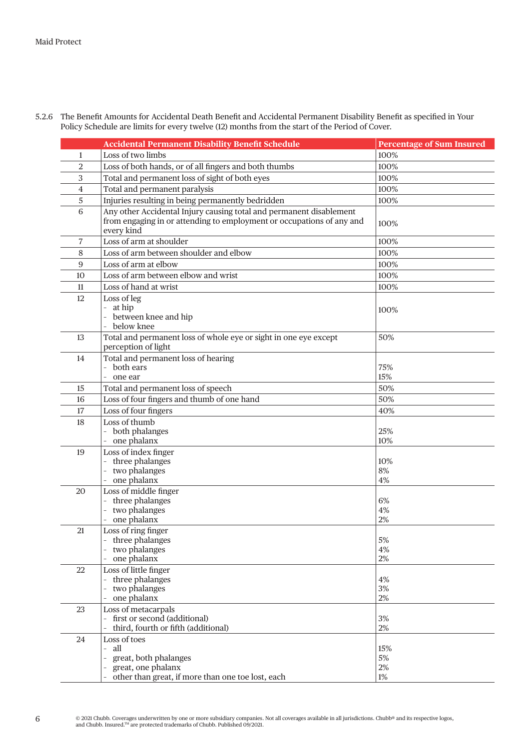5.2.6 The Benefit Amounts for Accidental Death Benefit and Accidental Permanent Disability Benefit as specified in Your Policy Schedule are limits for every twelve (12) months from the start of the Period of Cover.

| | Accidental Permanent Disability Benefit Schedule | Percentage of Sum Insured |
|---|---|---|
| 1 | Loss of two limbs | 100% |
| 2 | Loss of both hands, or of all fingers and both thumbs | 100% |
| 3 | Total and permanent loss of sight of both eyes | 100% |
| 4 | Total and permanent paralysis | 100% |
| 5 | Injuries resulting in being permanently bedridden | 100% |
| 6 | Any other Accidental Injury causing total and permanent disablement from engaging in or attending to employment or occupations of any and every kind | 100% |
| 7 | Loss of arm at shoulder | 100% |
| 8 | Loss of arm between shoulder and elbow | 100% |
| 9 | Loss of arm at elbow | 100% |
| 10 | Loss of arm between elbow and wrist | 100% |
| 11 | Loss of hand at wrist | 100% |
| 12 | Loss of leg<br>- at hip<br>- between knee and hip<br>- below knee | 100% |
| 13 | Total and permanent loss of whole eye or sight in one eye except perception of light | 50% |
| 14 | Total and permanent loss of hearing<br>- both ears<br>- one ear | <br>75%<br>15% |
| 15 | Total and permanent loss of speech | 50% |
| 16 | Loss of four fingers and thumb of one hand | 50% |
| 17 | Loss of four fingers | 40% |
| 18 | Loss of thumb<br>- both phalanges<br>- one phalanx | <br>25%<br>10% |
| 19 | Loss of index finger<br>- three phalanges<br>- two phalanges<br>- one phalanx | <br>10%<br>8%<br>4% |
| 20 | Loss of middle finger<br>- three phalanges<br>- two phalanges<br>- one phalanx | <br>6%<br>4%<br>2% |
| 21 | Loss of ring finger<br>- three phalanges<br>- two phalanges<br>- one phalanx | <br>5%<br>4%<br>2% |
| 22 | Loss of little finger<br>- three phalanges<br>- two phalanges<br>- one phalanx | <br>4%<br>3%<br>2% |
| 23 | Loss of metacarpals<br>- first or second (additional)<br>- third, fourth or fifth (additional) | <br>3%<br>2% |
| 24 | Loss of toes<br>- all<br>- great, both phalanges<br>- great, one phalanx<br>- other than great, if more than one toe lost, each | <br>15%<br>5%<br>2%<br>1% |

© 2021 Chubb. Coverages underwritten by one or more subsidiary companies. Not all coverages available in all jurisdictions. Chubb® and its respective logos, and Chubb. Insured.™ are protected trademarks of Chubb. Published 09/2021.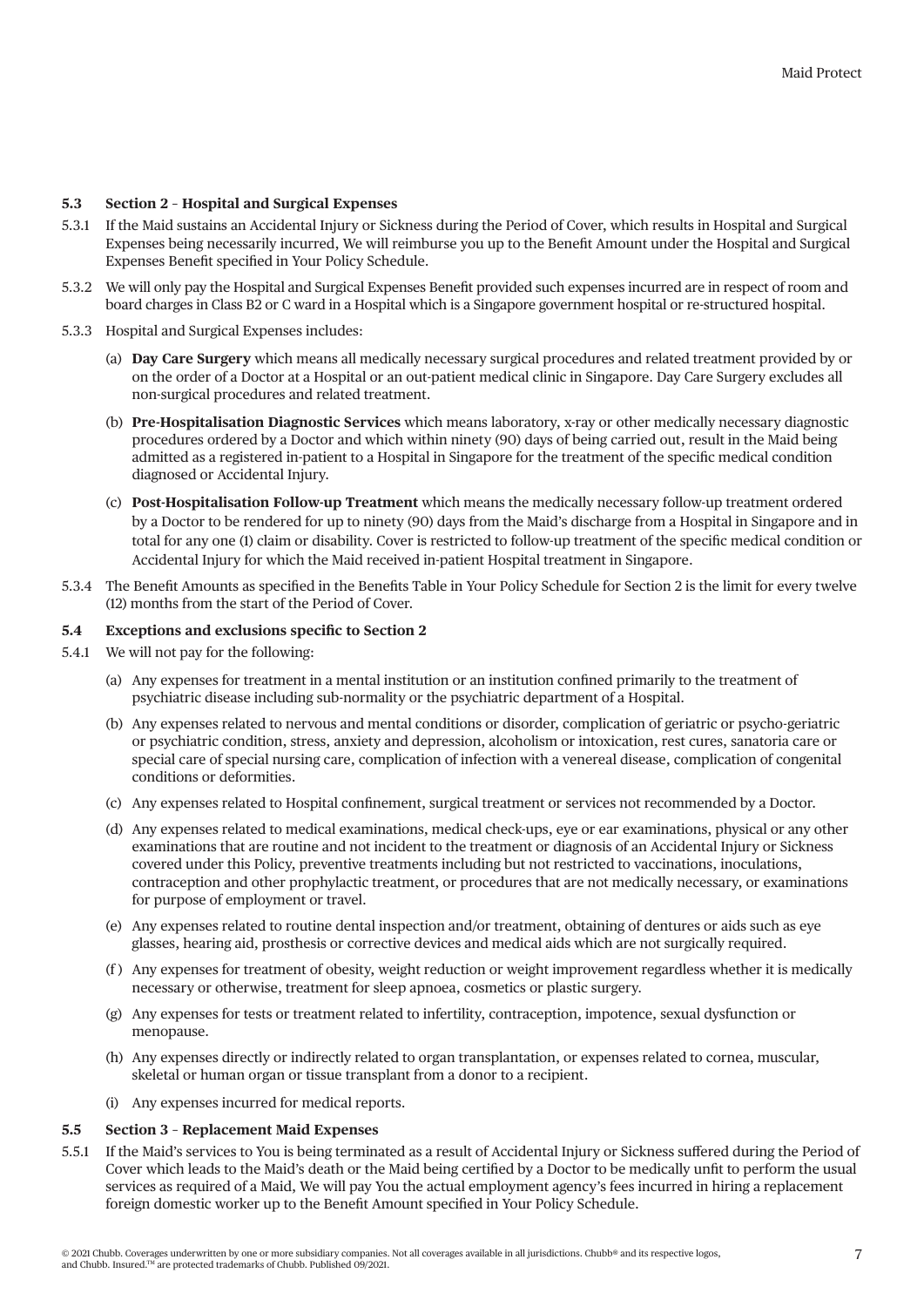### 5.3 Section 2 – Hospital and Surgical Expenses

5.3.1 If the Maid sustains an Accidental Injury or Sickness during the Period of Cover, which results in Hospital and Surgical Expenses being necessarily incurred, We will reimburse you up to the Benefit Amount under the Hospital and Surgical Expenses Benefit specified in Your Policy Schedule.

5.3.2 We will only pay the Hospital and Surgical Expenses Benefit provided such expenses incurred are in respect of room and board charges in Class B2 or C ward in a Hospital which is a Singapore government hospital or re-structured hospital.

5.3.3 Hospital and Surgical Expenses includes:

(a) **Day Care Surgery** which means all medically necessary surgical procedures and related treatment provided by or on the order of a Doctor at a Hospital or an out-patient medical clinic in Singapore. Day Care Surgery excludes all non-surgical procedures and related treatment.

(b) **Pre-Hospitalisation Diagnostic Services** which means laboratory, x-ray or other medically necessary diagnostic procedures ordered by a Doctor and which within ninety (90) days of being carried out, result in the Maid being admitted as a registered in-patient to a Hospital in Singapore for the treatment of the specific medical condition diagnosed or Accidental Injury.

(c) **Post-Hospitalisation Follow-up Treatment** which means the medically necessary follow-up treatment ordered by a Doctor to be rendered for up to ninety (90) days from the Maid's discharge from a Hospital in Singapore and in total for any one (1) claim or disability. Cover is restricted to follow-up treatment of the specific medical condition or Accidental Injury for which the Maid received in-patient Hospital treatment in Singapore.

5.3.4 The Benefit Amounts as specified in the Benefits Table in Your Policy Schedule for Section 2 is the limit for every twelve (12) months from the start of the Period of Cover.

### 5.4 Exceptions and exclusions specific to Section 2

5.4.1 We will not pay for the following:

(a) Any expenses for treatment in a mental institution or an institution confined primarily to the treatment of psychiatric disease including sub-normality or the psychiatric department of a Hospital.

(b) Any expenses related to nervous and mental conditions or disorder, complication of geriatric or psycho-geriatric or psychiatric condition, stress, anxiety and depression, alcoholism or intoxication, rest cures, sanatoria care or special care of special nursing care, complication of infection with a venereal disease, complication of congenital conditions or deformities.

(c) Any expenses related to Hospital confinement, surgical treatment or services not recommended by a Doctor.

(d) Any expenses related to medical examinations, medical check-ups, eye or ear examinations, physical or any other examinations that are routine and not incident to the treatment or diagnosis of an Accidental Injury or Sickness covered under this Policy, preventive treatments including but not restricted to vaccinations, inoculations, contraception and other prophylactic treatment, or procedures that are not medically necessary, or examinations for purpose of employment or travel.

(e) Any expenses related to routine dental inspection and/or treatment, obtaining of dentures or aids such as eye glasses, hearing aid, prosthesis or corrective devices and medical aids which are not surgically required.

(f) Any expenses for treatment of obesity, weight reduction or weight improvement regardless whether it is medically necessary or otherwise, treatment for sleep apnoea, cosmetics or plastic surgery.

(g) Any expenses for tests or treatment related to infertility, contraception, impotence, sexual dysfunction or menopause.

(h) Any expenses directly or indirectly related to organ transplantation, or expenses related to cornea, muscular, skeletal or human organ or tissue transplant from a donor to a recipient.

(i) Any expenses incurred for medical reports.

### 5.5 Section 3 – Replacement Maid Expenses

5.5.1 If the Maid's services to You is being terminated as a result of Accidental Injury or Sickness suffered during the Period of Cover which leads to the Maid's death or the Maid being certified by a Doctor to be medically unfit to perform the usual services as required of a Maid, We will pay You the actual employment agency's fees incurred in hiring a replacement foreign domestic worker up to the Benefit Amount specified in Your Policy Schedule.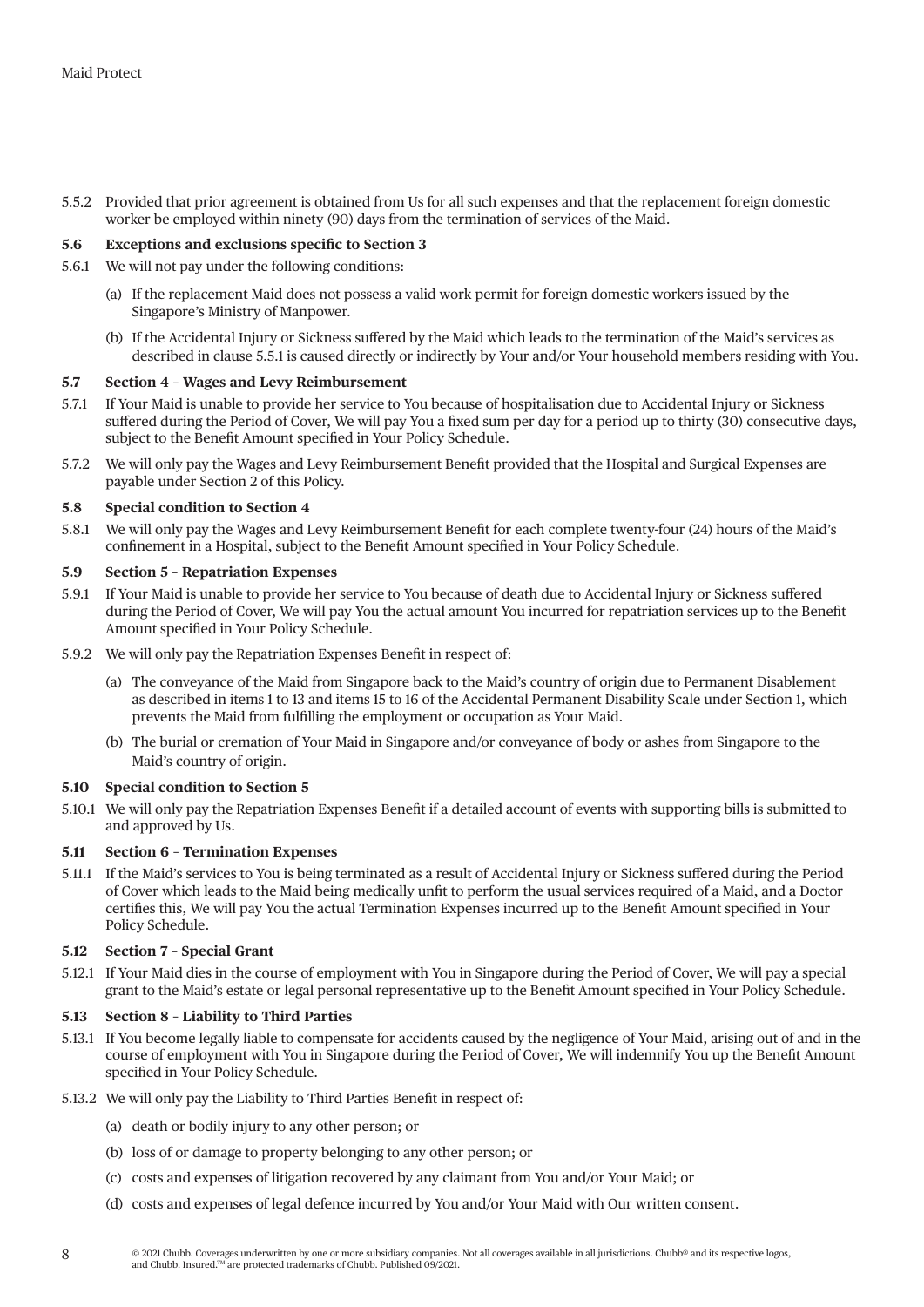5.5.2 Provided that prior agreement is obtained from Us for all such expenses and that the replacement foreign domestic worker be employed within ninety (90) days from the termination of services of the Maid.

### 5.6 Exceptions and exclusions specific to Section 3

5.6.1 We will not pay under the following conditions:

(a) If the replacement Maid does not possess a valid work permit for foreign domestic workers issued by the Singapore's Ministry of Manpower.

(b) If the Accidental Injury or Sickness suffered by the Maid which leads to the termination of the Maid's services as described in clause 5.5.1 is caused directly or indirectly by Your and/or Your household members residing with You.

### 5.7 Section 4 - Wages and Levy Reimbursement

5.7.1 If Your Maid is unable to provide her service to You because of hospitalisation due to Accidental Injury or Sickness suffered during the Period of Cover, We will pay You a fixed sum per day for a period up to thirty (30) consecutive days, subject to the Benefit Amount specified in Your Policy Schedule.

5.7.2 We will only pay the Wages and Levy Reimbursement Benefit provided that the Hospital and Surgical Expenses are payable under Section 2 of this Policy.

### 5.8 Special condition to Section 4

5.8.1 We will only pay the Wages and Levy Reimbursement Benefit for each complete twenty-four (24) hours of the Maid's confinement in a Hospital, subject to the Benefit Amount specified in Your Policy Schedule.

### 5.9 Section 5 - Repatriation Expenses

5.9.1 If Your Maid is unable to provide her service to You because of death due to Accidental Injury or Sickness suffered during the Period of Cover, We will pay You the actual amount You incurred for repatriation services up to the Benefit Amount specified in Your Policy Schedule.

5.9.2 We will only pay the Repatriation Expenses Benefit in respect of:

(a) The conveyance of the Maid from Singapore back to the Maid's country of origin due to Permanent Disablement as described in items 1 to 13 and items 15 to 16 of the Accidental Permanent Disability Scale under Section 1, which prevents the Maid from fulfilling the employment or occupation as Your Maid.

(b) The burial or cremation of Your Maid in Singapore and/or conveyance of body or ashes from Singapore to the Maid's country of origin.

### 5.10 Special condition to Section 5

5.10.1 We will only pay the Repatriation Expenses Benefit if a detailed account of events with supporting bills is submitted to and approved by Us.

### 5.11 Section 6 - Termination Expenses

5.11.1 If the Maid's services to You is being terminated as a result of Accidental Injury or Sickness suffered during the Period of Cover which leads to the Maid being medically unfit to perform the usual services required of a Maid, and a Doctor certifies this, We will pay You the actual Termination Expenses incurred up to the Benefit Amount specified in Your Policy Schedule.

### 5.12 Section 7 - Special Grant

5.12.1 If Your Maid dies in the course of employment with You in Singapore during the Period of Cover, We will pay a special grant to the Maid's estate or legal personal representative up to the Benefit Amount specified in Your Policy Schedule.

### 5.13 Section 8 - Liability to Third Parties

5.13.1 If You become legally liable to compensate for accidents caused by the negligence of Your Maid, arising out of and in the course of employment with You in Singapore during the Period of Cover, We will indemnify You up the Benefit Amount specified in Your Policy Schedule.

5.13.2 We will only pay the Liability to Third Parties Benefit in respect of:

(a) death or bodily injury to any other person; or

(b) loss of or damage to property belonging to any other person; or

(c) costs and expenses of litigation recovered by any claimant from You and/or Your Maid; or

(d) costs and expenses of legal defence incurred by You and/or Your Maid with Our written consent.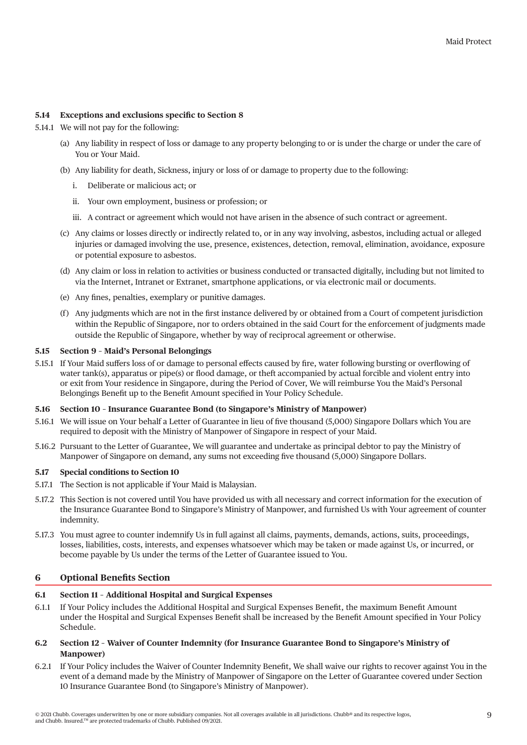### 5.14 Exceptions and exclusions specific to Section 8

5.14.1 We will not pay for the following:

(a) Any liability in respect of loss or damage to any property belonging to or is under the charge or under the care of You or Your Maid.

(b) Any liability for death, Sickness, injury or loss of or damage to property due to the following:

i. Deliberate or malicious act; or

ii. Your own employment, business or profession; or

iii. A contract or agreement which would not have arisen in the absence of such contract or agreement.

(c) Any claims or losses directly or indirectly related to, or in any way involving, asbestos, including actual or alleged injuries or damaged involving the use, presence, existences, detection, removal, elimination, avoidance, exposure or potential exposure to asbestos.

(d) Any claim or loss in relation to activities or business conducted or transacted digitally, including but not limited to via the Internet, Intranet or Extranet, smartphone applications, or via electronic mail or documents.

(e) Any fines, penalties, exemplary or punitive damages.

(f) Any judgments which are not in the first instance delivered by or obtained from a Court of competent jurisdiction within the Republic of Singapore, nor to orders obtained in the said Court for the enforcement of judgments made outside the Republic of Singapore, whether by way of reciprocal agreement or otherwise.

### 5.15 Section 9 – Maid's Personal Belongings

5.15.1 If Your Maid suffers loss of or damage to personal effects caused by fire, water following bursting or overflowing of water tank(s), apparatus or pipe(s) or flood damage, or theft accompanied by actual forcible and violent entry into or exit from Your residence in Singapore, during the Period of Cover, We will reimburse You the Maid's Personal Belongings Benefit up to the Benefit Amount specified in Your Policy Schedule.

### 5.16 Section 10 – Insurance Guarantee Bond (to Singapore's Ministry of Manpower)

5.16.1 We will issue on Your behalf a Letter of Guarantee in lieu of five thousand (5,000) Singapore Dollars which You are required to deposit with the Ministry of Manpower of Singapore in respect of your Maid.

5.16.2 Pursuant to the Letter of Guarantee, We will guarantee and undertake as principal debtor to pay the Ministry of Manpower of Singapore on demand, any sums not exceeding five thousand (5,000) Singapore Dollars.

### 5.17 Special conditions to Section 10

5.17.1 The Section is not applicable if Your Maid is Malaysian.

5.17.2 This Section is not covered until You have provided us with all necessary and correct information for the execution of the Insurance Guarantee Bond to Singapore's Ministry of Manpower, and furnished Us with Your agreement of counter indemnity.

5.17.3 You must agree to counter indemnify Us in full against all claims, payments, demands, actions, suits, proceedings, losses, liabilities, costs, interests, and expenses whatsoever which may be taken or made against Us, or incurred, or become payable by Us under the terms of the Letter of Guarantee issued to You.

## 6 Optional Benefits Section

### 6.1 Section 11 – Additional Hospital and Surgical Expenses

6.1.1 If Your Policy includes the Additional Hospital and Surgical Expenses Benefit, the maximum Benefit Amount under the Hospital and Surgical Expenses Benefit shall be increased by the Benefit Amount specified in Your Policy Schedule.

### 6.2 Section 12 – Waiver of Counter Indemnity (for Insurance Guarantee Bond to Singapore's Ministry of Manpower)

6.2.1 If Your Policy includes the Waiver of Counter Indemnity Benefit, We shall waive our rights to recover against You in the event of a demand made by the Ministry of Manpower of Singapore on the Letter of Guarantee covered under Section 10 Insurance Guarantee Bond (to Singapore's Ministry of Manpower).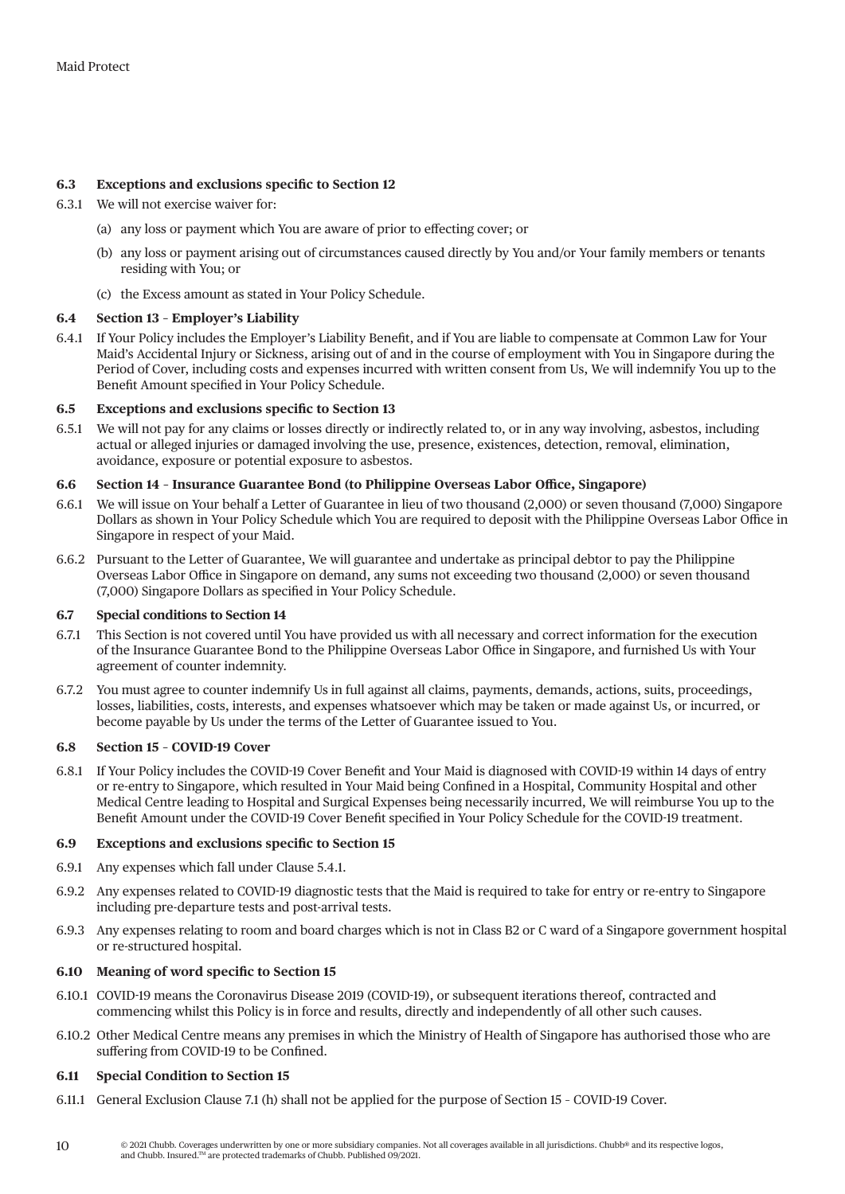### 6.3 Exceptions and exclusions specific to Section 12

6.3.1 We will not exercise waiver for:

(a) any loss or payment which You are aware of prior to effecting cover; or

(b) any loss or payment arising out of circumstances caused directly by You and/or Your family members or tenants residing with You; or

(c) the Excess amount as stated in Your Policy Schedule.

### 6.4 Section 13 – Employer's Liability

6.4.1 If Your Policy includes the Employer's Liability Benefit, and if You are liable to compensate at Common Law for Your Maid's Accidental Injury or Sickness, arising out of and in the course of employment with You in Singapore during the Period of Cover, including costs and expenses incurred with written consent from Us, We will indemnify You up to the Benefit Amount specified in Your Policy Schedule.

### 6.5 Exceptions and exclusions specific to Section 13

6.5.1 We will not pay for any claims or losses directly or indirectly related to, or in any way involving, asbestos, including actual or alleged injuries or damaged involving the use, presence, existences, detection, removal, elimination, avoidance, exposure or potential exposure to asbestos.

### 6.6 Section 14 – Insurance Guarantee Bond (to Philippine Overseas Labor Office, Singapore)

6.6.1 We will issue on Your behalf a Letter of Guarantee in lieu of two thousand (2,000) or seven thousand (7,000) Singapore Dollars as shown in Your Policy Schedule which You are required to deposit with the Philippine Overseas Labor Office in Singapore in respect of your Maid.

6.6.2 Pursuant to the Letter of Guarantee, We will guarantee and undertake as principal debtor to pay the Philippine Overseas Labor Office in Singapore on demand, any sums not exceeding two thousand (2,000) or seven thousand (7,000) Singapore Dollars as specified in Your Policy Schedule.

### 6.7 Special conditions to Section 14

6.7.1 This Section is not covered until You have provided us with all necessary and correct information for the execution of the Insurance Guarantee Bond to the Philippine Overseas Labor Office in Singapore, and furnished Us with Your agreement of counter indemnity.

6.7.2 You must agree to counter indemnify Us in full against all claims, payments, demands, actions, suits, proceedings, losses, liabilities, costs, interests, and expenses whatsoever which may be taken or made against Us, or incurred, or become payable by Us under the terms of the Letter of Guarantee issued to You.

### 6.8 Section 15 – COVID-19 Cover

6.8.1 If Your Policy includes the COVID-19 Cover Benefit and Your Maid is diagnosed with COVID-19 within 14 days of entry or re-entry to Singapore, which resulted in Your Maid being Confined in a Hospital, Community Hospital and other Medical Centre leading to Hospital and Surgical Expenses being necessarily incurred, We will reimburse You up to the Benefit Amount under the COVID-19 Cover Benefit specified in Your Policy Schedule for the COVID-19 treatment.

### 6.9 Exceptions and exclusions specific to Section 15

6.9.1 Any expenses which fall under Clause 5.4.1.

6.9.2 Any expenses related to COVID-19 diagnostic tests that the Maid is required to take for entry or re-entry to Singapore including pre-departure tests and post-arrival tests.

6.9.3 Any expenses relating to room and board charges which is not in Class B2 or C ward of a Singapore government hospital or re-structured hospital.

### 6.10 Meaning of word specific to Section 15

6.10.1 COVID-19 means the Coronavirus Disease 2019 (COVID-19), or subsequent iterations thereof, contracted and commencing whilst this Policy is in force and results, directly and independently of all other such causes.

6.10.2 Other Medical Centre means any premises in which the Ministry of Health of Singapore has authorised those who are suffering from COVID-19 to be Confined.

### 6.11 Special Condition to Section 15

6.11.1 General Exclusion Clause 7.1 (h) shall not be applied for the purpose of Section 15 – COVID-19 Cover.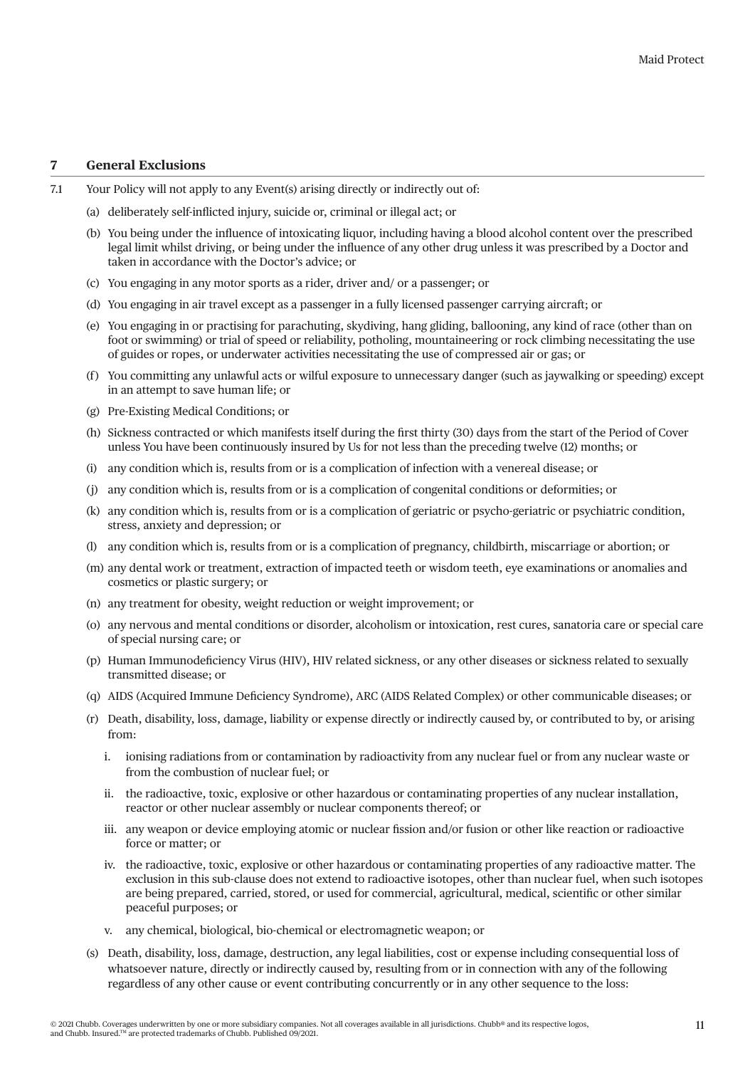## 7 General Exclusions

7.1 Your Policy will not apply to any Event(s) arising directly or indirectly out of:

(a) deliberately self-inflicted injury, suicide or, criminal or illegal act; or

(b) You being under the influence of intoxicating liquor, including having a blood alcohol content over the prescribed legal limit whilst driving, or being under the influence of any other drug unless it was prescribed by a Doctor and taken in accordance with the Doctor's advice; or

(c) You engaging in any motor sports as a rider, driver and/ or a passenger; or

(d) You engaging in air travel except as a passenger in a fully licensed passenger carrying aircraft; or

(e) You engaging in or practising for parachuting, skydiving, hang gliding, ballooning, any kind of race (other than on foot or swimming) or trial of speed or reliability, potholing, mountaineering or rock climbing necessitating the use of guides or ropes, or underwater activities necessitating the use of compressed air or gas; or

(f) You committing any unlawful acts or wilful exposure to unnecessary danger (such as jaywalking or speeding) except in an attempt to save human life; or

(g) Pre-Existing Medical Conditions; or

(h) Sickness contracted or which manifests itself during the first thirty (30) days from the start of the Period of Cover unless You have been continuously insured by Us for not less than the preceding twelve (12) months; or

(i) any condition which is, results from or is a complication of infection with a venereal disease; or

(j) any condition which is, results from or is a complication of congenital conditions or deformities; or

(k) any condition which is, results from or is a complication of geriatric or psycho-geriatric or psychiatric condition, stress, anxiety and depression; or

(l) any condition which is, results from or is a complication of pregnancy, childbirth, miscarriage or abortion; or

(m) any dental work or treatment, extraction of impacted teeth or wisdom teeth, eye examinations or anomalies and cosmetics or plastic surgery; or

(n) any treatment for obesity, weight reduction or weight improvement; or

(o) any nervous and mental conditions or disorder, alcoholism or intoxication, rest cures, sanatoria care or special care of special nursing care; or

(p) Human Immunodeficiency Virus (HIV), HIV related sickness, or any other diseases or sickness related to sexually transmitted disease; or

(q) AIDS (Acquired Immune Deficiency Syndrome), ARC (AIDS Related Complex) or other communicable diseases; or

(r) Death, disability, loss, damage, liability or expense directly or indirectly caused by, or contributed to by, or arising from:

   i. ionising radiations from or contamination by radioactivity from any nuclear fuel or from any nuclear waste or from the combustion of nuclear fuel; or

   ii. the radioactive, toxic, explosive or other hazardous or contaminating properties of any nuclear installation, reactor or other nuclear assembly or nuclear components thereof; or

   iii. any weapon or device employing atomic or nuclear fission and/or fusion or other like reaction or radioactive force or matter; or

   iv. the radioactive, toxic, explosive or other hazardous or contaminating properties of any radioactive matter. The exclusion in this sub-clause does not extend to radioactive isotopes, other than nuclear fuel, when such isotopes are being prepared, carried, stored, or used for commercial, agricultural, medical, scientific or other similar peaceful purposes; or

   v. any chemical, biological, bio-chemical or electromagnetic weapon; or

(s) Death, disability, loss, damage, destruction, any legal liabilities, cost or expense including consequential loss of whatsoever nature, directly or indirectly caused by, resulting from or in connection with any of the following regardless of any other cause or event contributing concurrently or in any other sequence to the loss: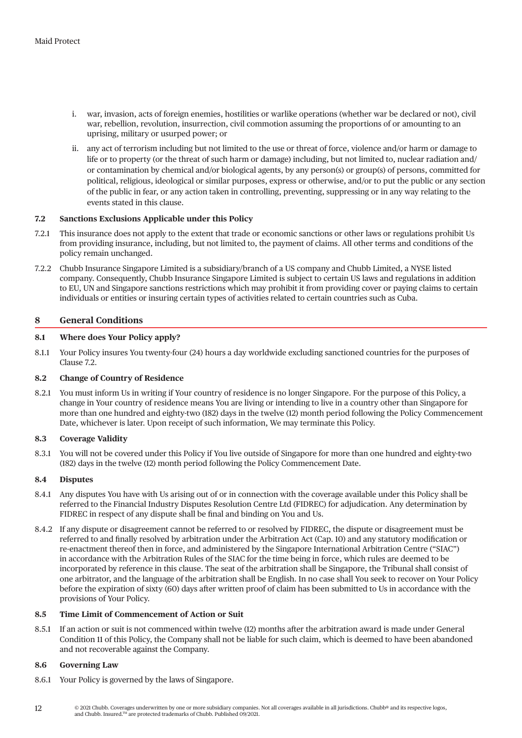i. war, invasion, acts of foreign enemies, hostilities or warlike operations (whether war be declared or not), civil war, rebellion, revolution, insurrection, civil commotion assuming the proportions of or amounting to an uprising, military or usurped power; or

ii. any act of terrorism including but not limited to the use or threat of force, violence and/or harm or damage to life or to property (or the threat of such harm or damage) including, but not limited to, nuclear radiation and/or contamination by chemical and/or biological agents, by any person(s) or group(s) of persons, committed for political, religious, ideological or similar purposes, express or otherwise, and/or to put the public or any section of the public in fear, or any action taken in controlling, preventing, suppressing or in any way relating to the events stated in this clause.

### 7.2 Sanctions Exclusions Applicable under this Policy

7.2.1 This insurance does not apply to the extent that trade or economic sanctions or other laws or regulations prohibit Us from providing insurance, including, but not limited to, the payment of claims. All other terms and conditions of the policy remain unchanged.

7.2.2 Chubb Insurance Singapore Limited is a subsidiary/branch of a US company and Chubb Limited, a NYSE listed company. Consequently, Chubb Insurance Singapore Limited is subject to certain US laws and regulations in addition to EU, UN and Singapore sanctions restrictions which may prohibit it from providing cover or paying claims to certain individuals or entities or insuring certain types of activities related to certain countries such as Cuba.

## 8 General Conditions

### 8.1 Where does Your Policy apply?

8.1.1 Your Policy insures You twenty-four (24) hours a day worldwide excluding sanctioned countries for the purposes of Clause 7.2.

### 8.2 Change of Country of Residence

8.2.1 You must inform Us in writing if Your country of residence is no longer Singapore. For the purpose of this Policy, a change in Your country of residence means You are living or intending to live in a country other than Singapore for more than one hundred and eighty-two (182) days in the twelve (12) month period following the Policy Commencement Date, whichever is later. Upon receipt of such information, We may terminate this Policy.

### 8.3 Coverage Validity

8.3.1 You will not be covered under this Policy if You live outside of Singapore for more than one hundred and eighty-two (182) days in the twelve (12) month period following the Policy Commencement Date.

### 8.4 Disputes

8.4.1 Any disputes You have with Us arising out of or in connection with the coverage available under this Policy shall be referred to the Financial Industry Disputes Resolution Centre Ltd (FIDREC) for adjudication. Any determination by FIDREC in respect of any dispute shall be final and binding on You and Us.

8.4.2 If any dispute or disagreement cannot be referred to or resolved by FIDREC, the dispute or disagreement must be referred to and finally resolved by arbitration under the Arbitration Act (Cap. 10) and any statutory modification or re-enactment thereof then in force, and administered by the Singapore International Arbitration Centre ("SIAC") in accordance with the Arbitration Rules of the SIAC for the time being in force, which rules are deemed to be incorporated by reference in this clause. The seat of the arbitration shall be Singapore, the Tribunal shall consist of one arbitrator, and the language of the arbitration shall be English. In no case shall You seek to recover on Your Policy before the expiration of sixty (60) days after written proof of claim has been submitted to Us in accordance with the provisions of Your Policy.

### 8.5 Time Limit of Commencement of Action or Suit

8.5.1 If an action or suit is not commenced within twelve (12) months after the arbitration award is made under General Condition 11 of this Policy, the Company shall not be liable for such claim, which is deemed to have been abandoned and not recoverable against the Company.

### 8.6 Governing Law

8.6.1 Your Policy is governed by the laws of Singapore.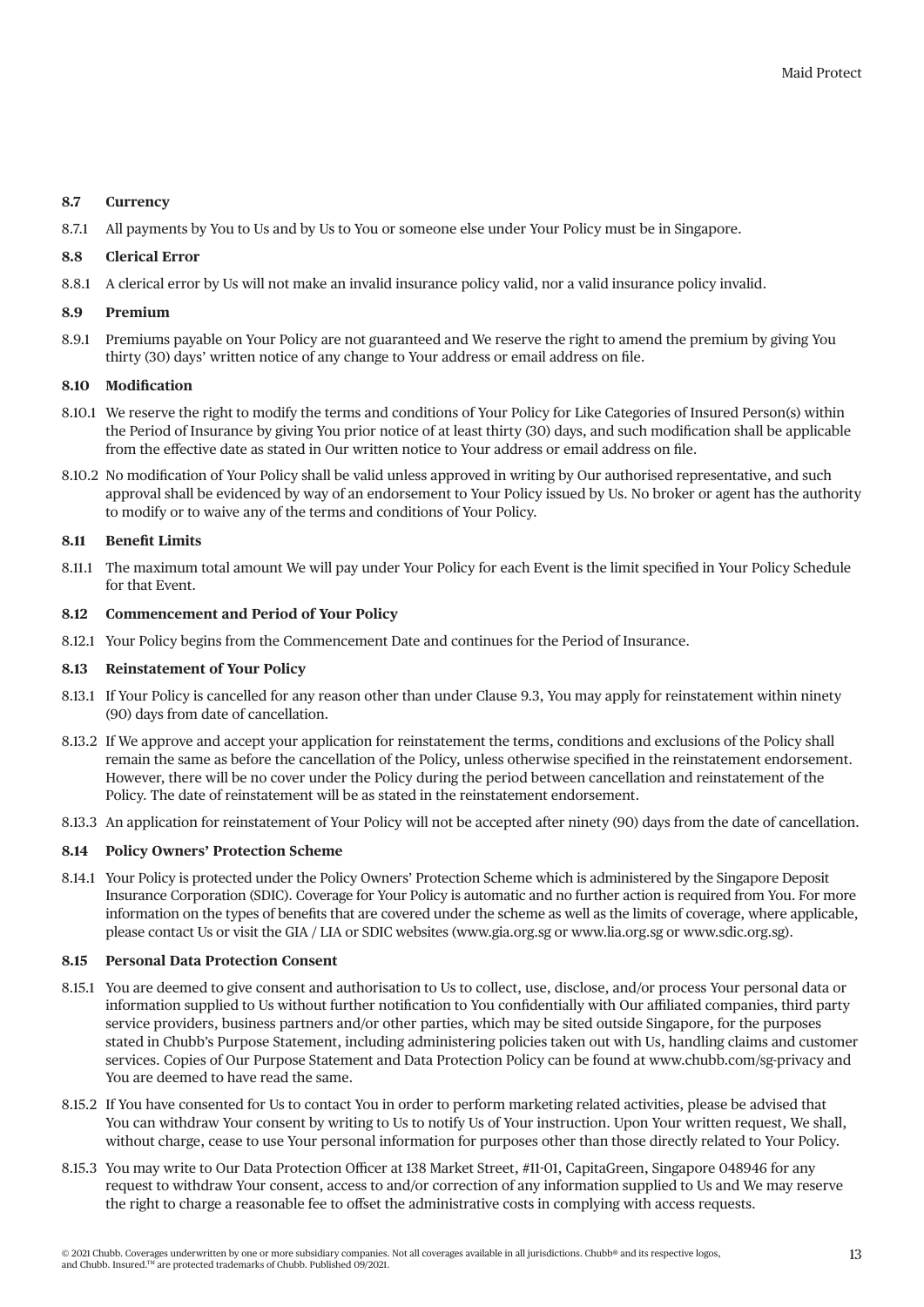### 8.7 Currency

8.7.1 All payments by You to Us and by Us to You or someone else under Your Policy must be in Singapore.

### 8.8 Clerical Error

8.8.1 A clerical error by Us will not make an invalid insurance policy valid, nor a valid insurance policy invalid.

### 8.9 Premium

8.9.1 Premiums payable on Your Policy are not guaranteed and We reserve the right to amend the premium by giving You thirty (30) days' written notice of any change to Your address or email address on file.

### 8.10 Modification

8.10.1 We reserve the right to modify the terms and conditions of Your Policy for Like Categories of Insured Person(s) within the Period of Insurance by giving You prior notice of at least thirty (30) days, and such modification shall be applicable from the effective date as stated in Our written notice to Your address or email address on file.

8.10.2 No modification of Your Policy shall be valid unless approved in writing by Our authorised representative, and such approval shall be evidenced by way of an endorsement to Your Policy issued by Us. No broker or agent has the authority to modify or to waive any of the terms and conditions of Your Policy.

### 8.11 Benefit Limits

8.11.1 The maximum total amount We will pay under Your Policy for each Event is the limit specified in Your Policy Schedule for that Event.

### 8.12 Commencement and Period of Your Policy

8.12.1 Your Policy begins from the Commencement Date and continues for the Period of Insurance.

### 8.13 Reinstatement of Your Policy

8.13.1 If Your Policy is cancelled for any reason other than under Clause 9.3, You may apply for reinstatement within ninety (90) days from date of cancellation.

8.13.2 If We approve and accept your application for reinstatement the terms, conditions and exclusions of the Policy shall remain the same as before the cancellation of the Policy, unless otherwise specified in the reinstatement endorsement. However, there will be no cover under the Policy during the period between cancellation and reinstatement of the Policy. The date of reinstatement will be as stated in the reinstatement endorsement.

8.13.3 An application for reinstatement of Your Policy will not be accepted after ninety (90) days from the date of cancellation.

### 8.14 Policy Owners' Protection Scheme

8.14.1 Your Policy is protected under the Policy Owners' Protection Scheme which is administered by the Singapore Deposit Insurance Corporation (SDIC). Coverage for Your Policy is automatic and no further action is required from You. For more information on the types of benefits that are covered under the scheme as well as the limits of coverage, where applicable, please contact Us or visit the GIA / LIA or SDIC websites (www.gia.org.sg or www.lia.org.sg or www.sdic.org.sg).

### 8.15 Personal Data Protection Consent

8.15.1 You are deemed to give consent and authorisation to Us to collect, use, disclose, and/or process Your personal data or information supplied to Us without further notification to You confidentially with Our affiliated companies, third party service providers, business partners and/or other parties, which may be sited outside Singapore, for the purposes stated in Chubb's Purpose Statement, including administering policies taken out with Us, handling claims and customer services. Copies of Our Purpose Statement and Data Protection Policy can be found at www.chubb.com/sg-privacy and You are deemed to have read the same.

8.15.2 If You have consented for Us to contact You in order to perform marketing related activities, please be advised that You can withdraw Your consent by writing to Us to notify Us of Your instruction. Upon Your written request, We shall, without charge, cease to use Your personal information for purposes other than those directly related to Your Policy.

8.15.3 You may write to Our Data Protection Officer at 138 Market Street, #11-01, CapitaGreen, Singapore 048946 for any request to withdraw Your consent, access to and/or correction of any information supplied to Us and We may reserve the right to charge a reasonable fee to offset the administrative costs in complying with access requests.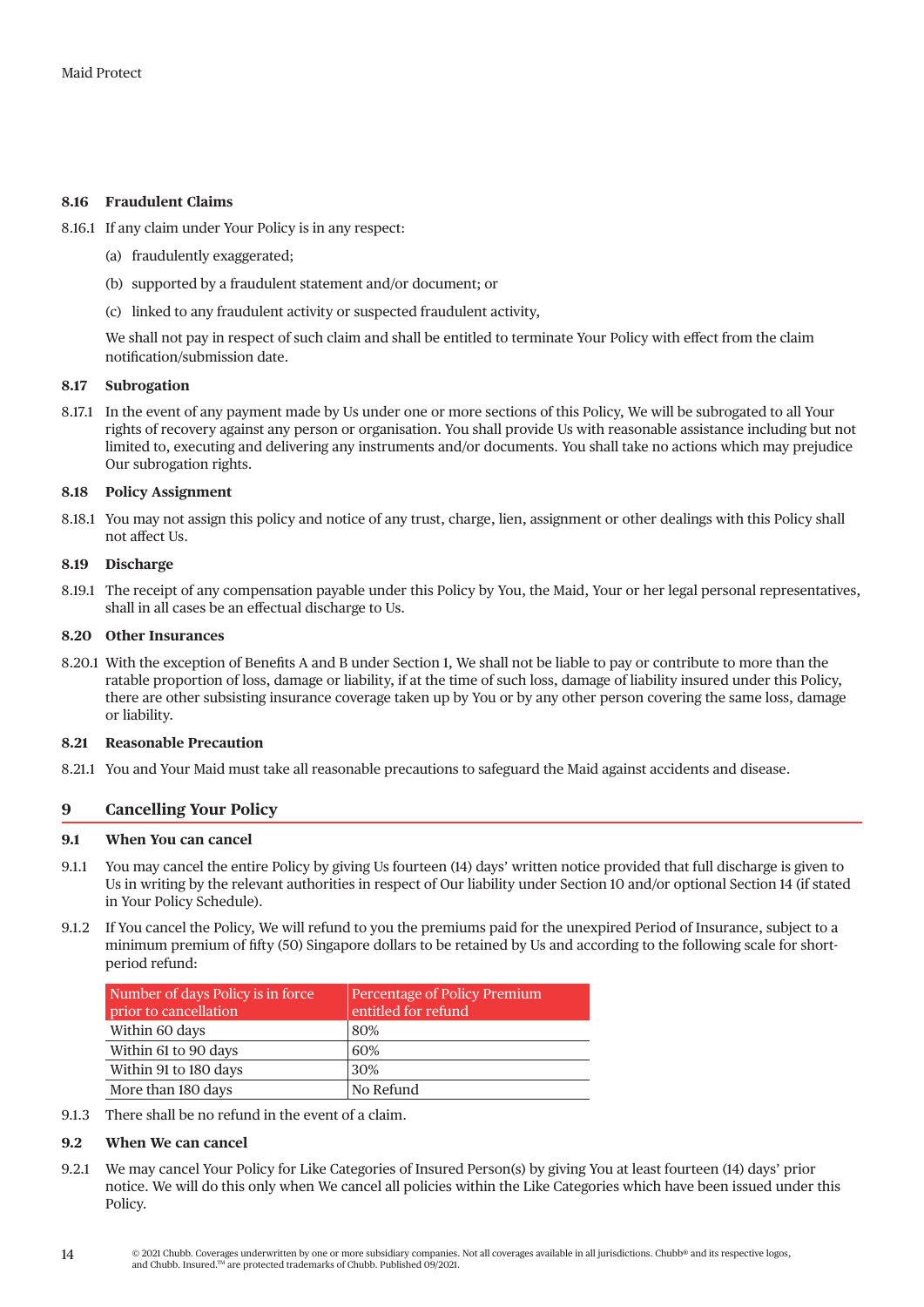### 8.16 Fraudulent Claims

8.16.1 If any claim under Your Policy is in any respect:

(a) fraudulently exaggerated;

(b) supported by a fraudulent statement and/or document; or

(c) linked to any fraudulent activity or suspected fraudulent activity,

We shall not pay in respect of such claim and shall be entitled to terminate Your Policy with effect from the claim notification/submission date.

### 8.17 Subrogation

8.17.1 In the event of any payment made by Us under one or more sections of this Policy, We will be subrogated to all Your rights of recovery against any person or organisation. You shall provide Us with reasonable assistance including but not limited to, executing and delivering any instruments and/or documents. You shall take no actions which may prejudice Our subrogation rights.

### 8.18 Policy Assignment

8.18.1 You may not assign this policy and notice of any trust, charge, lien, assignment or other dealings with this Policy shall not affect Us.

### 8.19 Discharge

8.19.1 The receipt of any compensation payable under this Policy by You, the Maid, Your or her legal personal representatives, shall in all cases be an effectual discharge to Us.

### 8.20 Other Insurances

8.20.1 With the exception of Benefits A and B under Section 1, We shall not be liable to pay or contribute to more than the ratable proportion of loss, damage or liability, if at the time of such loss, damage of liability insured under this Policy, there are other subsisting insurance coverage taken up by You or by any other person covering the same loss, damage or liability.

### 8.21 Reasonable Precaution

8.21.1 You and Your Maid must take all reasonable precautions to safeguard the Maid against accidents and disease.

## 9 Cancelling Your Policy

### 9.1 When You can cancel

9.1.1 You may cancel the entire Policy by giving Us fourteen (14) days' written notice provided that full discharge is given to Us in writing by the relevant authorities in respect of Our liability under Section 10 and/or optional Section 14 (if stated in Your Policy Schedule).

9.1.2 If You cancel the Policy, We will refund to you the premiums paid for the unexpired Period of Insurance, subject to a minimum premium of fifty (50) Singapore dollars to be retained by Us and according to the following scale for short-period refund:

| Number of days Policy is in force prior to cancellation | Percentage of Policy Premium entitled for refund |
|---|---|
| Within 60 days | 80% |
| Within 61 to 90 days | 60% |
| Within 91 to 180 days | 30% |
| More than 180 days | No Refund |

9.1.3 There shall be no refund in the event of a claim.

### 9.2 When We can cancel

9.2.1 We may cancel Your Policy for Like Categories of Insured Person(s) by giving You at least fourteen (14) days' prior notice. We will do this only when We cancel all policies within the Like Categories which have been issued under this Policy.

© 2021 Chubb. Coverages underwritten by one or more subsidiary companies. Not all coverages available in all jurisdictions. Chubb® and its respective logos, and Chubb. Insured.™ are protected trademarks of Chubb. Published 09/2021.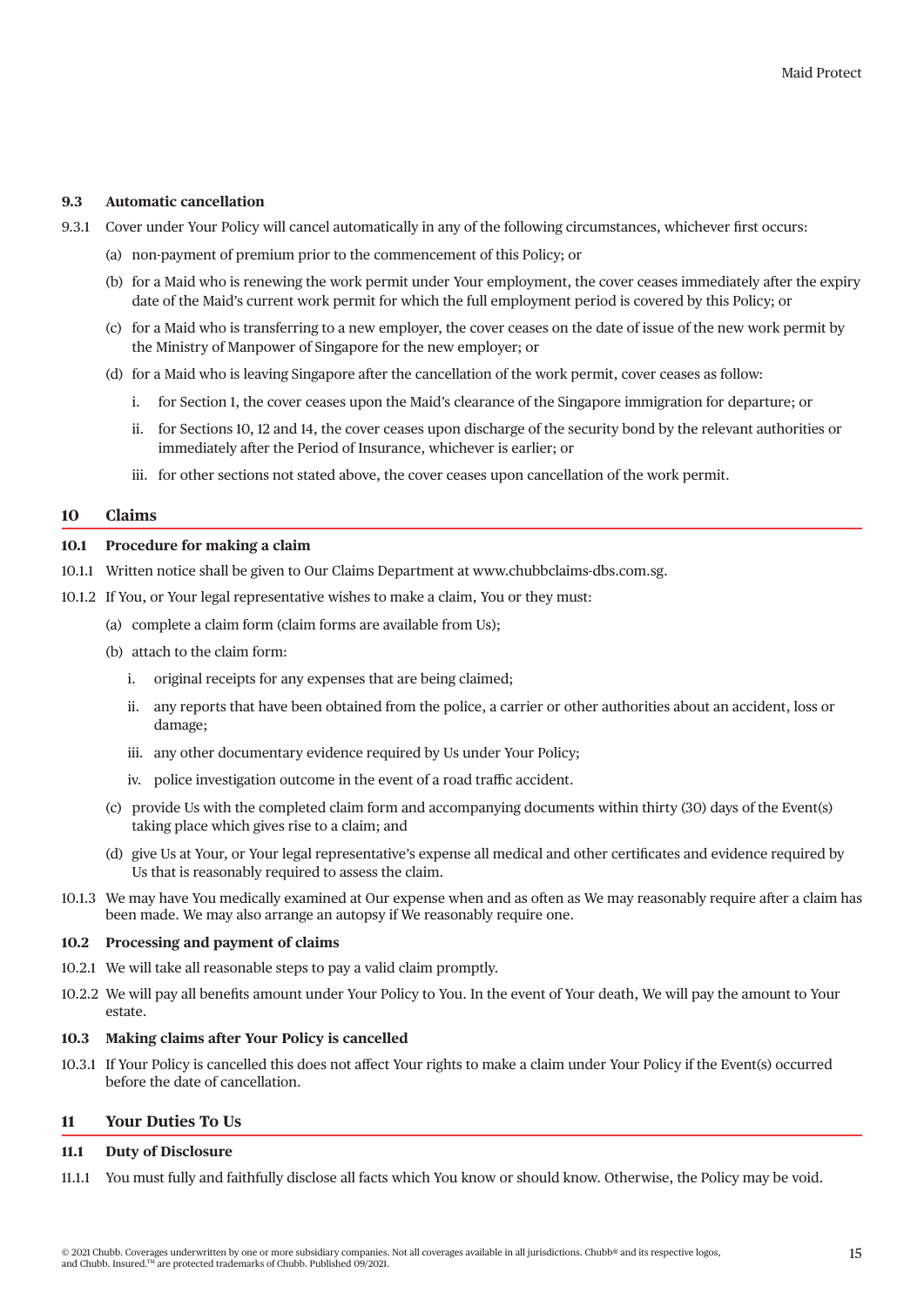### 9.3 Automatic cancellation

9.3.1 Cover under Your Policy will cancel automatically in any of the following circumstances, whichever first occurs:

(a) non-payment of premium prior to the commencement of this Policy; or

(b) for a Maid who is renewing the work permit under Your employment, the cover ceases immediately after the expiry date of the Maid's current work permit for which the full employment period is covered by this Policy; or

(c) for a Maid who is transferring to a new employer, the cover ceases on the date of issue of the new work permit by the Ministry of Manpower of Singapore for the new employer; or

(d) for a Maid who is leaving Singapore after the cancellation of the work permit, cover ceases as follow:

i. for Section 1, the cover ceases upon the Maid's clearance of the Singapore immigration for departure; or

ii. for Sections 10, 12 and 14, the cover ceases upon discharge of the security bond by the relevant authorities or immediately after the Period of Insurance, whichever is earlier; or

iii. for other sections not stated above, the cover ceases upon cancellation of the work permit.

## 10 Claims

### 10.1 Procedure for making a claim

10.1.1 Written notice shall be given to Our Claims Department at www.chubbclaims-dbs.com.sg.

10.1.2 If You, or Your legal representative wishes to make a claim, You or they must:

(a) complete a claim form (claim forms are available from Us);

(b) attach to the claim form:

i. original receipts for any expenses that are being claimed;

ii. any reports that have been obtained from the police, a carrier or other authorities about an accident, loss or damage;

iii. any other documentary evidence required by Us under Your Policy;

iv. police investigation outcome in the event of a road traffic accident.

(c) provide Us with the completed claim form and accompanying documents within thirty (30) days of the Event(s) taking place which gives rise to a claim; and

(d) give Us at Your, or Your legal representative's expense all medical and other certificates and evidence required by Us that is reasonably required to assess the claim.

10.1.3 We may have You medically examined at Our expense when and as often as We may reasonably require after a claim has been made. We may also arrange an autopsy if We reasonably require one.

### 10.2 Processing and payment of claims

10.2.1 We will take all reasonable steps to pay a valid claim promptly.

10.2.2 We will pay all benefits amount under Your Policy to You. In the event of Your death, We will pay the amount to Your estate.

### 10.3 Making claims after Your Policy is cancelled

10.3.1 If Your Policy is cancelled this does not affect Your rights to make a claim under Your Policy if the Event(s) occurred before the date of cancellation.

## 11 Your Duties To Us

### 11.1 Duty of Disclosure

11.1.1 You must fully and faithfully disclose all facts which You know or should know. Otherwise, the Policy may be void.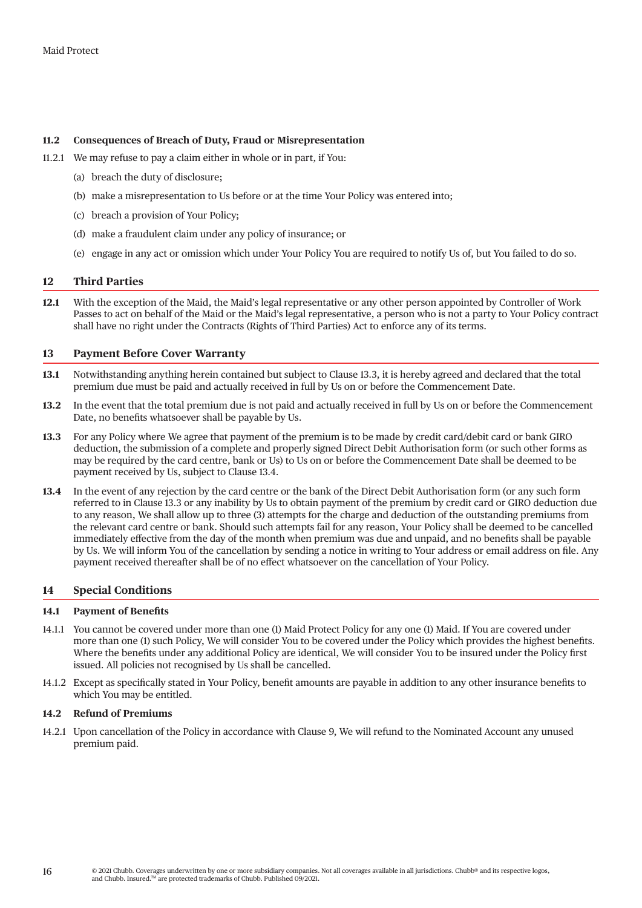### 11.2 Consequences of Breach of Duty, Fraud or Misrepresentation

11.2.1 We may refuse to pay a claim either in whole or in part, if You:

(a) breach the duty of disclosure;

(b) make a misrepresentation to Us before or at the time Your Policy was entered into;

(c) breach a provision of Your Policy;

(d) make a fraudulent claim under any policy of insurance; or

(e) engage in any act or omission which under Your Policy You are required to notify Us of, but You failed to do so.

## 12 Third Parties

**12.1** With the exception of the Maid, the Maid's legal representative or any other person appointed by Controller of Work Passes to act on behalf of the Maid or the Maid's legal representative, a person who is not a party to Your Policy contract shall have no right under the Contracts (Rights of Third Parties) Act to enforce any of its terms.

## 13 Payment Before Cover Warranty

**13.1** Notwithstanding anything herein contained but subject to Clause 13.3, it is hereby agreed and declared that the total premium due must be paid and actually received in full by Us on or before the Commencement Date.

**13.2** In the event that the total premium due is not paid and actually received in full by Us on or before the Commencement Date, no benefits whatsoever shall be payable by Us.

**13.3** For any Policy where We agree that payment of the premium is to be made by credit card/debit card or bank GIRO deduction, the submission of a complete and properly signed Direct Debit Authorisation form (or such other forms as may be required by the card centre, bank or Us) to Us on or before the Commencement Date shall be deemed to be payment received by Us, subject to Clause 13.4.

**13.4** In the event of any rejection by the card centre or the bank of the Direct Debit Authorisation form (or any such form referred to in Clause 13.3 or any inability by Us to obtain payment of the premium by credit card or GIRO deduction due to any reason, We shall allow up to three (3) attempts for the charge and deduction of the outstanding premiums from the relevant card centre or bank. Should such attempts fail for any reason, Your Policy shall be deemed to be cancelled immediately effective from the day of the month when premium was due and unpaid, and no benefits shall be payable by Us. We will inform You of the cancellation by sending a notice in writing to Your address or email address on file. Any payment received thereafter shall be of no effect whatsoever on the cancellation of Your Policy.

## 14 Special Conditions

### 14.1 Payment of Benefits

14.1.1 You cannot be covered under more than one (1) Maid Protect Policy for any one (1) Maid. If You are covered under more than one (1) such Policy, We will consider You to be covered under the Policy which provides the highest benefits. Where the benefits under any additional Policy are identical, We will consider You to be insured under the Policy first issued. All policies not recognised by Us shall be cancelled.

14.1.2 Except as specifically stated in Your Policy, benefit amounts are payable in addition to any other insurance benefits to which You may be entitled.

### 14.2 Refund of Premiums

14.2.1 Upon cancellation of the Policy in accordance with Clause 9, We will refund to the Nominated Account any unused premium paid.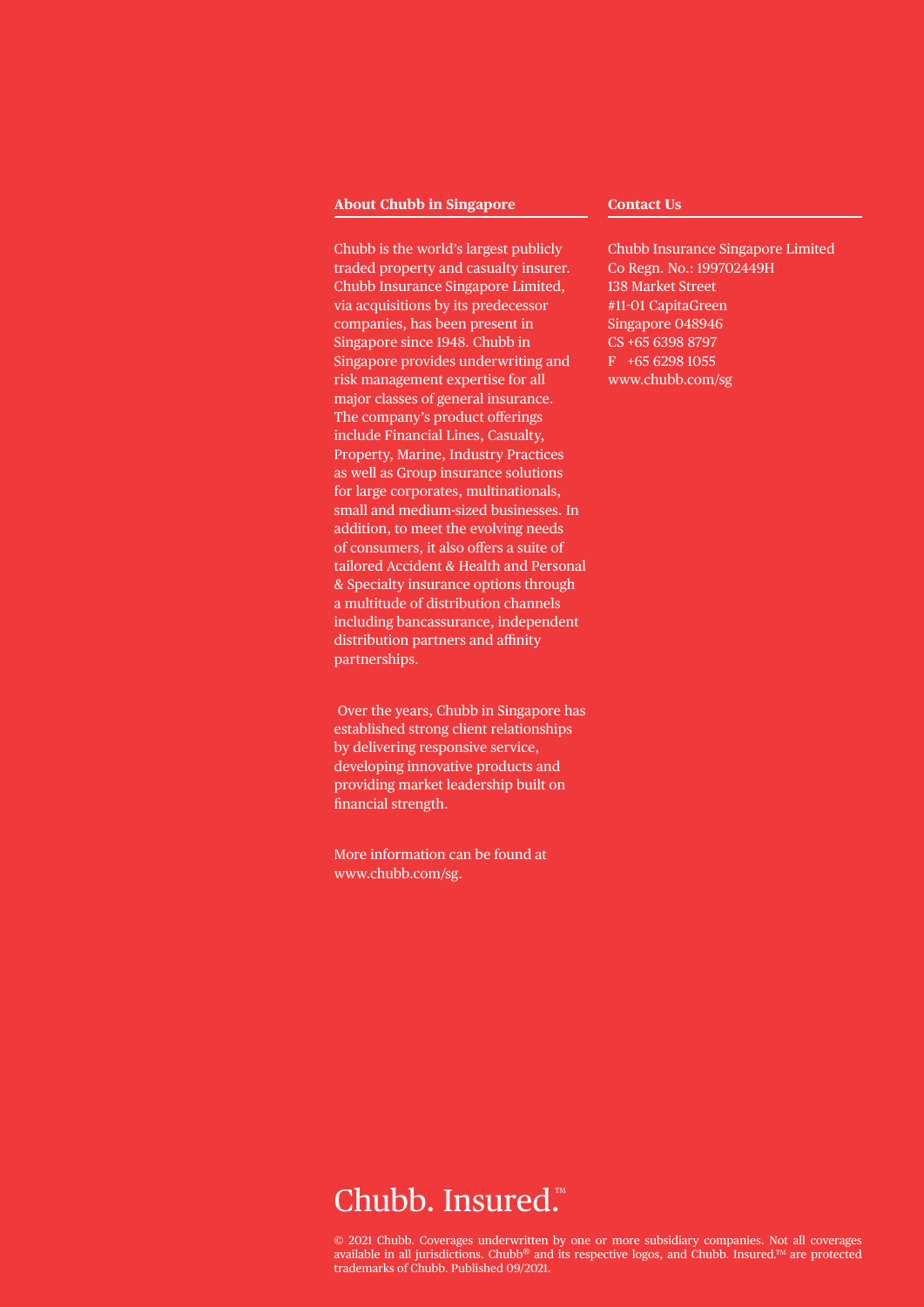## About Chubb in Singapore

Chubb is the world's largest publicly traded property and casualty insurer. Chubb Insurance Singapore Limited, via acquisitions by its predecessor companies, has been present in Singapore since 1948. Chubb in Singapore provides underwriting and risk management expertise for all major classes of general insurance. The company's product offerings include Financial Lines, Casualty, Property, Marine, Industry Practices as well as Group insurance solutions for large corporates, multinationals, small and medium-sized businesses. In addition, to meet the evolving needs of consumers, it also offers a suite of tailored Accident & Health and Personal & Specialty insurance options through a multitude of distribution channels including bancassurance, independent distribution partners and affinity partnerships.

Over the years, Chubb in Singapore has established strong client relationships by delivering responsive service, developing innovative products and providing market leadership built on financial strength.

More information can be found at www.chubb.com/sg.

## Contact Us

Chubb Insurance Singapore Limited
Co Regn. No.: 199702449H
138 Market Street
#11-01 CapitaGreen
Singapore 048946
CS +65 6398 8797
F +65 6298 1055
www.chubb.com/sg

Chubb. Insured.™

© 2021 Chubb. Coverages underwritten by one or more subsidiary companies. Not all coverages available in all jurisdictions. Chubb® and its respective logos, and Chubb. Insured.™ are protected trademarks of Chubb. Published 09/2021.